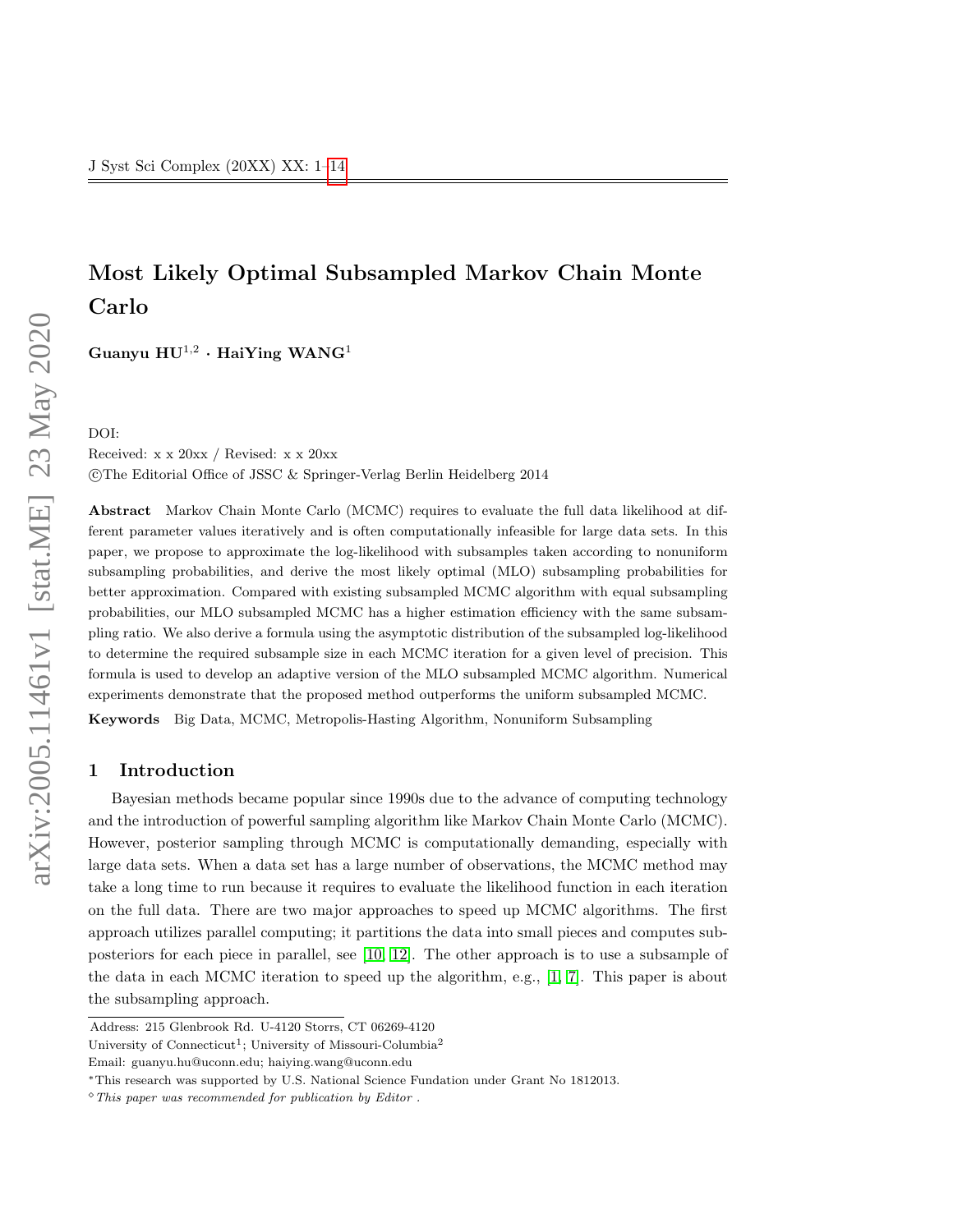# Most Likely Optimal Subsampled Markov Chain Monte Carlo

**Guanyu HU**[1,2] · **HaiYing WANG**[1]

DOI:

Received: x x 20xx / Revised: x x 20xx

©The Editorial Office of JSSC & Springer-Verlag Berlin Heidelberg 2014

**Abstract** Markov Chain Monte Carlo (MCMC) requires to evaluate the full data likelihood at different parameter values iteratively and is often computationally infeasible for large data sets. In this paper, we propose to approximate the log-likelihood with subsamples taken according to nonuniform subsampling probabilities, and derive the most likely optimal (MLO) subsampling probabilities for better approximation. Compared with existing subsampled MCMC algorithm with equal subsampling probabilities, our MLO subsampled MCMC has a higher estimation efficiency with the same subsampling ratio. We also derive a formula using the asymptotic distribution of the subsampled log-likelihood to determine the required subsample size in each MCMC iteration for a given level of precision. This formula is used to develop an adaptive version of the MLO subsampled MCMC algorithm. Numerical experiments demonstrate that the proposed method outperforms the uniform subsampled MCMC.

**Keywords** Big Data, MCMC, Metropolis-Hasting Algorithm, Nonuniform Subsampling

## 1 Introduction

Bayesian methods became popular since 1990s due to the advance of computing technology and the introduction of powerful sampling algorithm like Markov Chain Monte Carlo (MCMC). However, posterior sampling through MCMC is computationally demanding, especially with large data sets. When a data set has a large number of observations, the MCMC method may take a long time to run because it requires to evaluate the likelihood function in each iteration on the full data. There are two major approaches to speed up MCMC algorithms. The first approach utilizes parallel computing; it partitions the data into small pieces and computes sub-posteriors for each piece in parallel, see [10, 12]. The other approach is to use a subsample of the data in each MCMC iteration to speed up the algorithm, e.g., [1, 7]. This paper is about the subsampling approach.

---

Address: 215 Glenbrook Rd. U-4120 Storrs, CT 06269-4120

University of Connecticut[1]; University of Missouri-Columbia[2]

Email: guanyu.hu@uconn.edu; haiying.wang@uconn.edu

*This research was supported by U.S. National Science Fundation under Grant No 1812013.

◇ *This paper was recommended for publication by Editor .*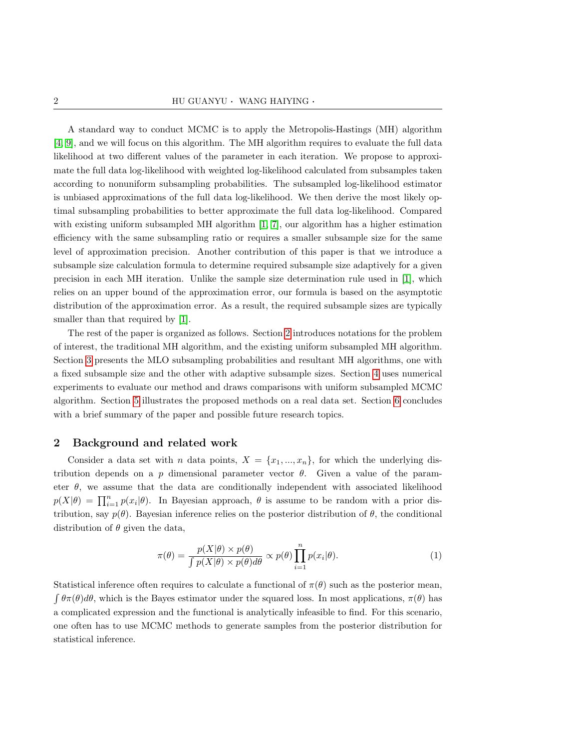A standard way to conduct MCMC is to apply the Metropolis-Hastings (MH) algorithm [4, 9], and we will focus on this algorithm. The MH algorithm requires to evaluate the full data likelihood at two different values of the parameter in each iteration. We propose to approximate the full data log-likelihood with weighted log-likelihood calculated from subsamples taken according to nonuniform subsampling probabilities. The subsampled log-likelihood estimator is unbiased approximations of the full data log-likelihood. We then derive the most likely optimal subsampling probabilities to better approximate the full data log-likelihood. Compared with existing uniform subsampled MH algorithm [1, 7], our algorithm has a higher estimation efficiency with the same subsampling ratio or requires a smaller subsample size for the same level of approximation precision. Another contribution of this paper is that we introduce a subsample size calculation formula to determine required subsample size adaptively for a given precision in each MH iteration. Unlike the sample size determination rule used in [1], which relies on an upper bound of the approximation error, our formula is based on the asymptotic distribution of the approximation error. As a result, the required subsample sizes are typically smaller than that required by [1].

The rest of the paper is organized as follows. Section 2 introduces notations for the problem of interest, the traditional MH algorithm, and the existing uniform subsampled MH algorithm. Section 3 presents the MLO subsampling probabilities and resultant MH algorithms, one with a fixed subsample size and the other with adaptive subsample sizes. Section 4 uses numerical experiments to evaluate our method and draws comparisons with uniform subsampled MCMC algorithm. Section 5 illustrates the proposed methods on a real data set. Section 6 concludes with a brief summary of the paper and possible future research topics.

## 2 Background and related work

Consider a data set with $n$ data points, $X = \{x_1, ..., x_n\}$, for which the underlying distribution depends on a $p$ dimensional parameter vector $\theta$. Given a value of the parameter $\theta$, we assume that the data are conditionally independent with associated likelihood $p(X|\theta) = \prod_{i=1}^{n} p(x_i|\theta)$. In Bayesian approach, $\theta$ is assume to be random with a prior distribution, say $p(\theta)$. Bayesian inference relies on the posterior distribution of $\theta$, the conditional distribution of $\theta$ given the data,

$$\pi(\theta) = \frac{p(X|\theta) \times p(\theta)}{\int p(X|\theta) \times p(\theta) d\theta} \propto p(\theta) \prod_{i=1}^{n} p(x_i|\theta). \tag{1}$$

Statistical inference often requires to calculate a functional of $\pi(\theta)$ such as the posterior mean, $\int \theta \pi(\theta) d\theta$, which is the Bayes estimator under the squared loss. In most applications, $\pi(\theta)$ has a complicated expression and the functional is analytically infeasible to find. For this scenario, one often has to use MCMC methods to generate samples from the posterior distribution for statistical inference.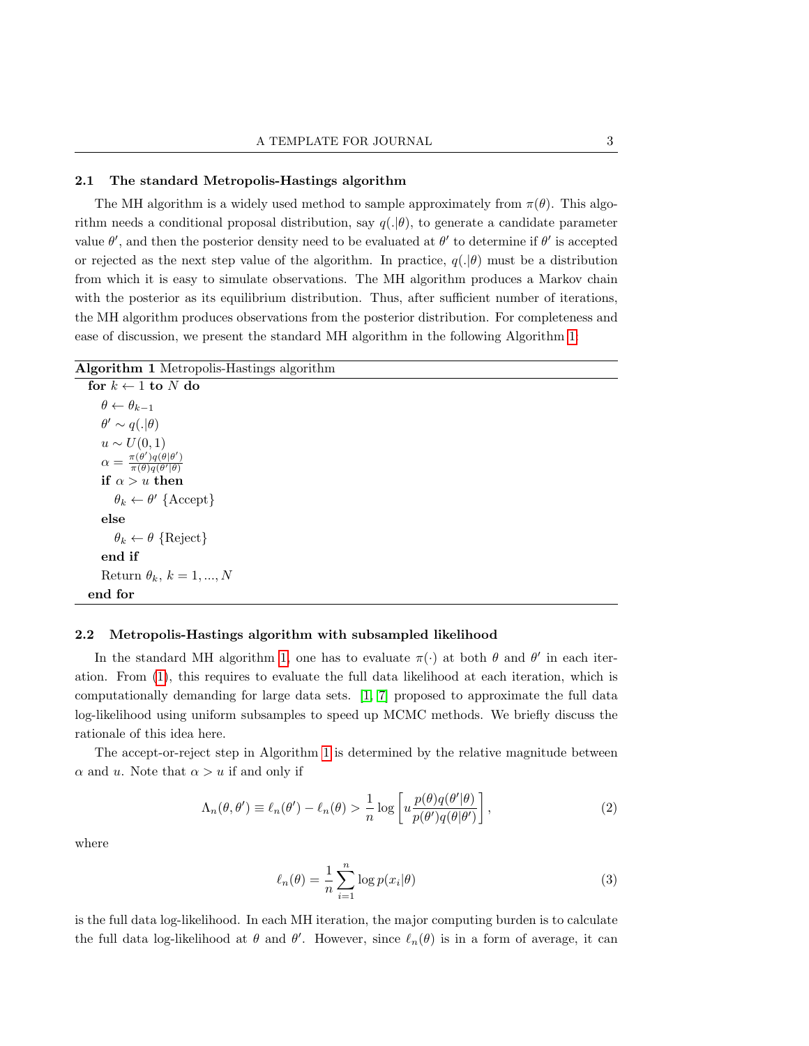### 2.1 The standard Metropolis-Hastings algorithm

The MH algorithm is a widely used method to sample approximately from $\pi(\theta)$. This algorithm needs a conditional proposal distribution, say $q(.|\theta)$, to generate a candidate parameter value $\theta'$, and then the posterior density need to be evaluated at $\theta'$ to determine if $\theta'$ is accepted or rejected as the next step value of the algorithm. In practice, $q(.|\theta)$ must be a distribution from which it is easy to simulate observations. The MH algorithm produces a Markov chain with the posterior as its equilibrium distribution. Thus, after sufficient number of iterations, the MH algorithm produces observations from the posterior distribution. For completeness and ease of discussion, we present the standard MH algorithm in the following Algorithm 1:

**Algorithm 1** Metropolis-Hastings algorithm

```
for k ← 1 to N do
    θ ← θ_{k-1}
    θ' ~ q(.|θ)
    u ~ U(0,1)
    α = π(θ')q(θ|θ') / π(θ)q(θ'|θ)
    if α > u then
        θ_k ← θ' {Accept}
    else
        θ_k ← θ {Reject}
    end if
    Return θ_k, k = 1, ..., N
end for
```

### 2.2 Metropolis-Hastings algorithm with subsampled likelihood

In the standard MH algorithm 1, one has to evaluate $\pi(\cdot)$ at both $\theta$ and $\theta'$ in each iteration. From (1), this requires to evaluate the full data likelihood at each iteration, which is computationally demanding for large data sets. [1, 7] proposed to approximate the full data log-likelihood using uniform subsamples to speed up MCMC methods. We briefly discuss the rationale of this idea here.

The accept-or-reject step in Algorithm 1 is determined by the relative magnitude between $\alpha$ and $u$. Note that $\alpha > u$ if and only if

$$\Lambda_n(\theta, \theta') \equiv \ell_n(\theta') - \ell_n(\theta) > \frac{1}{n} \log \left[ u \frac{p(\theta) q(\theta'|\theta)}{p(\theta') q(\theta|\theta')} \right], \tag{2}$$

where

$$\ell_n(\theta) = \frac{1}{n} \sum_{i=1}^{n} \log p(x_i|\theta) \tag{3}$$

is the full data log-likelihood. In each MH iteration, the major computing burden is to calculate the full data log-likelihood at $\theta$ and $\theta'$. However, since $\ell_n(\theta)$ is in a form of average, it can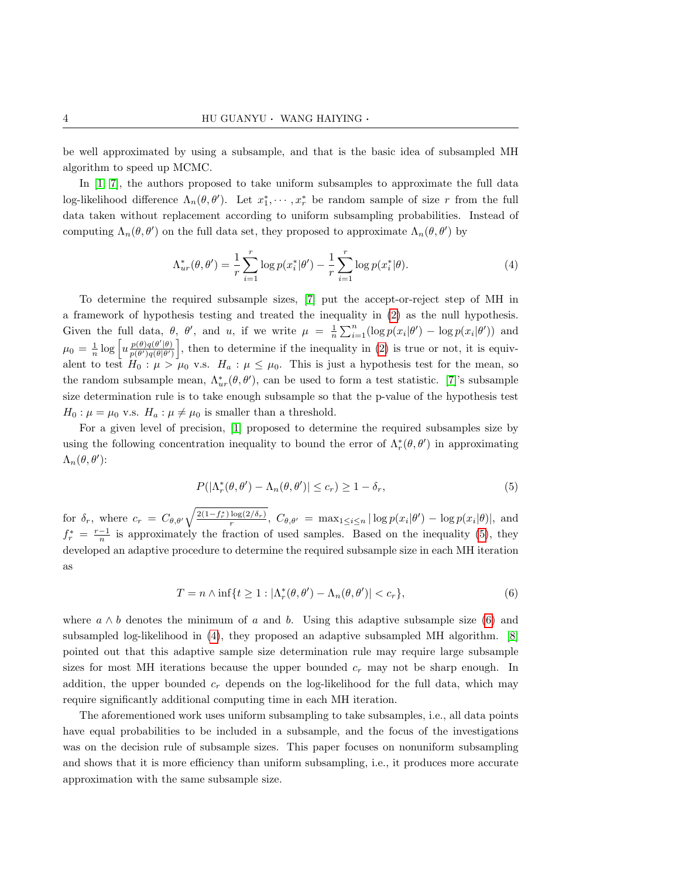be well approximated by using a subsample, and that is the basic idea of subsampled MH algorithm to speed up MCMC.

In [1] [7], the authors proposed to take uniform subsamples to approximate the full data log-likelihood difference $\Lambda_n(\theta, \theta')$. Let $x_1^*, \cdots, x_r^*$ be random sample of size $r$ from the full data taken without replacement according to uniform subsampling probabilities. Instead of computing $\Lambda_n(\theta, \theta')$ on the full data set, they proposed to approximate $\Lambda_n(\theta, \theta')$ by

$$\Lambda_{ur}^*(\theta, \theta') = \frac{1}{r}\sum_{i=1}^{r} \log p(x_i^*|\theta') - \frac{1}{r}\sum_{i=1}^{r} \log p(x_i^*|\theta). \tag{4}$$

To determine the required subsample sizes, [7] put the accept-or-reject step of MH in a framework of hypothesis testing and treated the inequality in (2) as the null hypothesis. Given the full data, $\theta$, $\theta'$, and $u$, if we write $\mu = \frac{1}{n}\sum_{i=1}^{n}(\log p(x_i|\theta') - \log p(x_i|\theta'))$ and $\mu_0 = \frac{1}{n}\log\left[u\frac{p(\theta)q(\theta'|\theta)}{p(\theta')q(\theta|\theta')}\right]$, then to determine if the inequality in (2) is true or not, it is equivalent to test $H_0 : \mu > \mu_0$ v.s. $H_a : \mu \leq \mu_0$. This is just a hypothesis test for the mean, so the random subsample mean, $\Lambda_{ur}^*(\theta, \theta')$, can be used to form a test statistic. [7]'s subsample size determination rule is to take enough subsample so that the p-value of the hypothesis test $H_0 : \mu = \mu_0$ v.s. $H_a : \mu \neq \mu_0$ is smaller than a threshold.

For a given level of precision, [1] proposed to determine the required subsamples size by using the following concentration inequality to bound the error of $\Lambda_r^*(\theta, \theta')$ in approximating $\Lambda_n(\theta, \theta')$:

$$P(|\Lambda_r^*(\theta, \theta') - \Lambda_n(\theta, \theta')| \leq c_r) \geq 1 - \delta_r, \tag{5}$$

for $\delta_r$, where $c_r = C_{\theta,\theta'}\sqrt{\frac{2(1-f_r^*)\log(2/\delta_r)}{r}}$, $C_{\theta,\theta'} = \max_{1\leq i\leq n}|\log p(x_i|\theta') - \log p(x_i|\theta)|$, and $f_r^* = \frac{r-1}{n}$ is approximately the fraction of used samples. Based on the inequality (5), they developed an adaptive procedure to determine the required subsample size in each MH iteration as

$$T = n \wedge \inf\{t \geq 1 : |\Lambda_r^*(\theta, \theta') - \Lambda_n(\theta, \theta')| < c_r\}, \tag{6}$$

where $a \wedge b$ denotes the minimum of $a$ and $b$. Using this adaptive subsample size (6) and subsampled log-likelihood in (4), they proposed an adaptive subsampled MH algorithm. [8] pointed out that this adaptive sample size determination rule may require large subsample sizes for most MH iterations because the upper bounded $c_r$ may not be sharp enough. In addition, the upper bounded $c_r$ depends on the log-likelihood for the full data, which may require significantly additional computing time in each MH iteration.

The aforementioned work uses uniform subsampling to take subsamples, i.e., all data points have equal probabilities to be included in a subsample, and the focus of the investigations was on the decision rule of subsample sizes. This paper focuses on nonuniform subsampling and shows that it is more efficiency than uniform subsampling, i.e., it produces more accurate approximation with the same subsample size.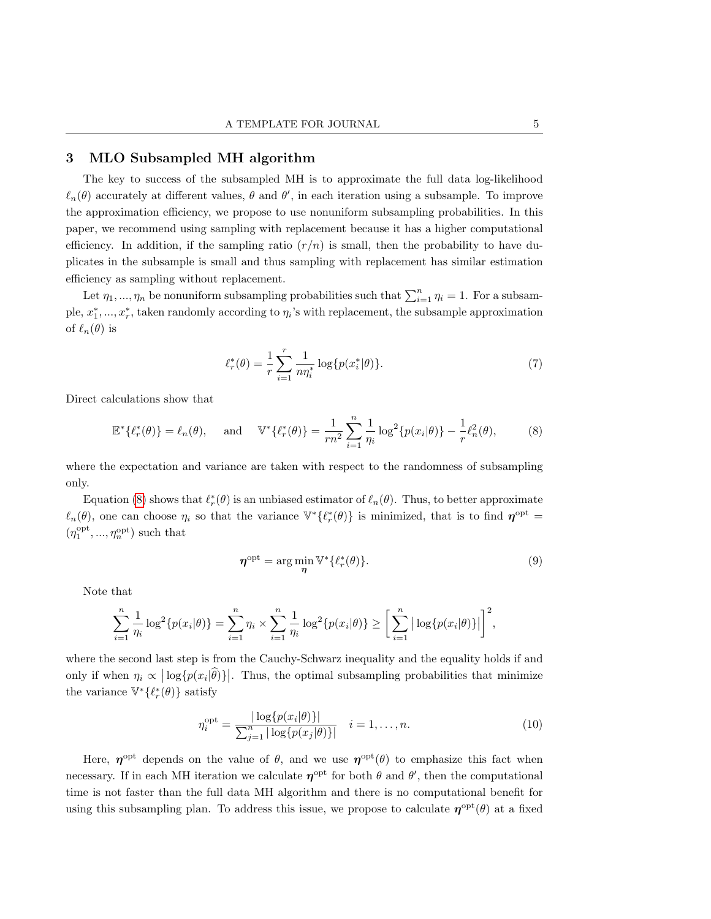## 3 MLO Subsampled MH algorithm

The key to success of the subsampled MH is to approximate the full data log-likelihood $\ell_n(\theta)$ accurately at different values, $\theta$ and $\theta'$, in each iteration using a subsample. To improve the approximation efficiency, we propose to use nonuniform subsampling probabilities. In this paper, we recommend using sampling with replacement because it has a higher computational efficiency. In addition, if the sampling ratio $(r/n)$ is small, then the probability to have duplicates in the subsample is small and thus sampling with replacement has similar estimation efficiency as sampling without replacement.

Let $\eta_1, ..., \eta_n$ be nonuniform subsampling probabilities such that $\sum_{i=1}^n \eta_i = 1$. For a subsample, $x_1^*, ..., x_r^*$, taken randomly according to $\eta_i$'s with replacement, the subsample approximation of $\ell_n(\theta)$ is

$$\ell_r^*(\theta) = \frac{1}{r}\sum_{i=1}^r \frac{1}{n\eta_i^*}\log\{p(x_i^*|\theta)\}. \tag{7}$$

Direct calculations show that

$$\mathbb{E}^*\{\ell_r^*(\theta)\} = \ell_n(\theta), \quad \text{and} \quad \mathbb{V}^*\{\ell_r^*(\theta)\} = \frac{1}{rn^2}\sum_{i=1}^n \frac{1}{\eta_i}\log^2\{p(x_i|\theta)\} - \frac{1}{r}\ell_n^2(\theta), \tag{8}$$

where the expectation and variance are taken with respect to the randomness of subsampling only.

Equation (8) shows that $\ell_r^*(\theta)$ is an unbiased estimator of $\ell_n(\theta)$. Thus, to better approximate $\ell_n(\theta)$, one can choose $\eta_i$ so that the variance $\mathbb{V}^*\{\ell_r^*(\theta)\}$ is minimized, that is to find $\boldsymbol{\eta}^{\text{opt}} = (\eta_1^{\text{opt}}, ..., \eta_n^{\text{opt}})$ such that

$$\boldsymbol{\eta}^{\text{opt}} = \arg\min_{\boldsymbol{\eta}} \mathbb{V}^*\{\ell_r^*(\theta)\}. \tag{9}$$

Note that

$$\sum_{i=1}^n \frac{1}{\eta_i}\log^2\{p(x_i|\theta)\} = \sum_{i=1}^n \eta_i \times \sum_{i=1}^n \frac{1}{\eta_i}\log^2\{p(x_i|\theta)\} \geq \bigg[\sum_{i=1}^n \big|\log\{p(x_i|\theta)\}\big|\bigg]^2,$$

where the second last step is from the Cauchy-Schwarz inequality and the equality holds if and only if when $\eta_i \propto \big|\log\{p(x_i|\widehat{\theta})\}\big|$. Thus, the optimal subsampling probabilities that minimize the variance $\mathbb{V}^*\{\ell_r^*(\theta)\}$ satisfy

$$\eta_i^{\text{opt}} = \frac{|\log\{p(x_i|\theta)\}|}{\sum_{j=1}^n |\log\{p(x_j|\theta)\}|} \quad i = 1, \ldots, n. \tag{10}$$

Here, $\boldsymbol{\eta}^{\text{opt}}$ depends on the value of $\theta$, and we use $\boldsymbol{\eta}^{\text{opt}}(\theta)$ to emphasize this fact when necessary. If in each MH iteration we calculate $\boldsymbol{\eta}^{\text{opt}}$ for both $\theta$ and $\theta'$, then the computational time is not faster than the full data MH algorithm and there is no computational benefit for using this subsampling plan. To address this issue, we propose to calculate $\boldsymbol{\eta}^{\text{opt}}(\theta)$ at a fixed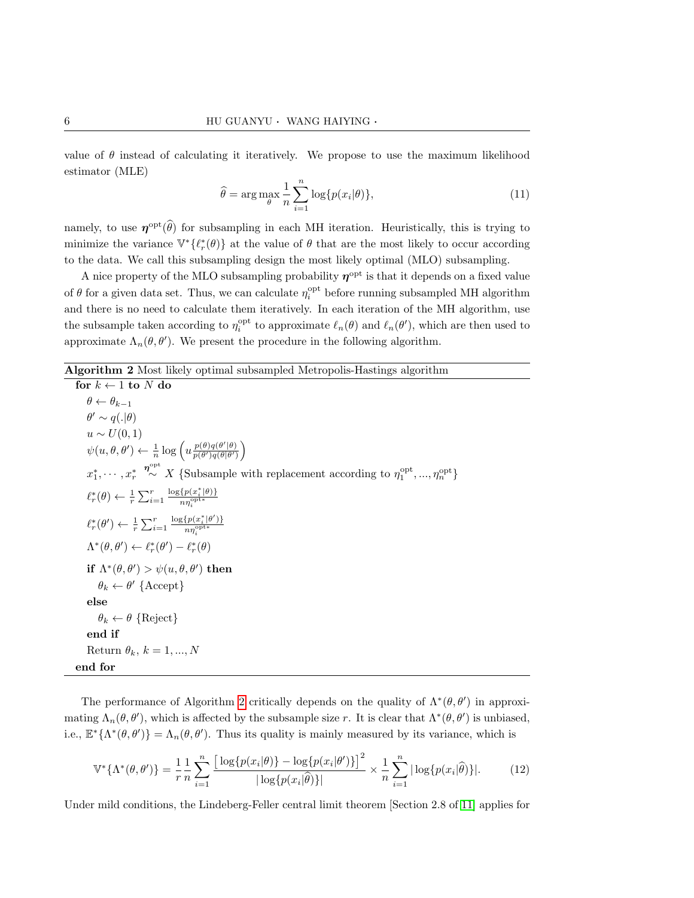value of $\theta$ instead of calculating it iteratively. We propose to use the maximum likelihood estimator (MLE)

$$\widehat{\theta} = \arg\max_{\theta} \frac{1}{n}\sum_{i=1}^{n} \log\{p(x_i|\theta)\}, \tag{11}$$

namely, to use $\boldsymbol{\eta}^{\text{opt}}(\widehat{\theta})$ for subsampling in each MH iteration. Heuristically, this is trying to minimize the variance $\mathbb{V}^*\{\ell_r^*(\theta)\}$ at the value of $\theta$ that are the most likely to occur according to the data. We call this subsampling design the most likely optimal (MLO) subsampling.

A nice property of the MLO subsampling probability $\boldsymbol{\eta}^{\text{opt}}$ is that it depends on a fixed value of $\theta$ for a given data set. Thus, we can calculate $\eta_i^{\text{opt}}$ before running subsampled MH algorithm and there is no need to calculate them iteratively. In each iteration of the MH algorithm, use the subsample taken according to $\eta_i^{\text{opt}}$ to approximate $\ell_n(\theta)$ and $\ell_n(\theta')$, which are then used to approximate $\Lambda_n(\theta, \theta')$. We present the procedure in the following algorithm.

**Algorithm 2** Most likely optimal subsampled Metropolis-Hastings algorithm

```
for k ← 1 to N do
  θ ← θ_{k-1}
  θ' ~ q(.|θ)
  u ~ U(0,1)
  ψ(u, θ, θ') ← (1/n) log( u p(θ)q(θ'|θ) / (p(θ')q(θ|θ')) )
  x*_1, ..., x*_r ~^{η^opt} X  {Subsample with replacement according to η^opt_1, ..., η^opt_n}
  ℓ*_r(θ) ← (1/r) Σ_{i=1}^{r} log{p(x*_i|θ)} / (n η^{opt*}_i)
  ℓ*_r(θ') ← (1/r) Σ_{i=1}^{r} log{p(x*_i|θ')} / (n η^{opt*}_i)
  Λ*(θ, θ') ← ℓ*_r(θ') − ℓ*_r(θ)
  if Λ*(θ, θ') > ψ(u, θ, θ') then
    θ_k ← θ' {Accept}
  else
    θ_k ← θ {Reject}
  end if
  Return θ_k, k = 1, ..., N
end for
```

The performance of Algorithm 2 critically depends on the quality of $\Lambda^*(\theta, \theta')$ in approximating $\Lambda_n(\theta, \theta')$, which is affected by the subsample size $r$. It is clear that $\Lambda^*(\theta, \theta')$ is unbiased, i.e., $\mathbb{E}^*\{\Lambda^*(\theta, \theta')\} = \Lambda_n(\theta, \theta')$. Thus its quality is mainly measured by its variance, which is

$$\mathbb{V}^*\{\Lambda^*(\theta, \theta')\} = \frac{1}{r}\frac{1}{n}\sum_{i=1}^{n} \frac{\left[\log\{p(x_i|\theta)\} - \log\{p(x_i|\theta')\}\right]^2}{|\log\{p(x_i|\widehat{\theta})\}|} \times \frac{1}{n}\sum_{i=1}^{n} |\log\{p(x_i|\widehat{\theta})\}|. \tag{12}$$

Under mild conditions, the Lindeberg-Feller central limit theorem [Section 2.8 of [11]] applies for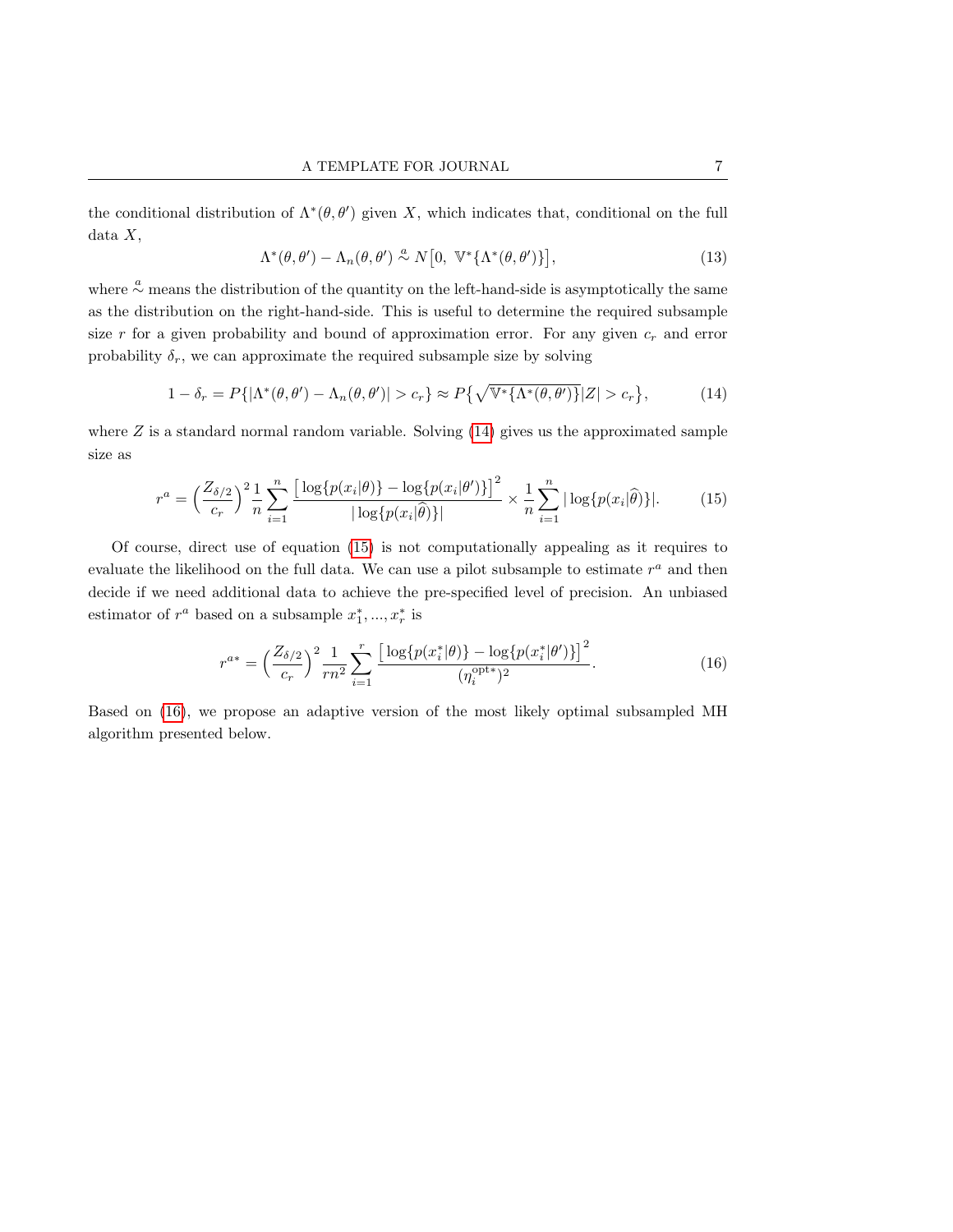the conditional distribution of $\Lambda^*(\theta, \theta')$ given $X$, which indicates that, conditional on the full data $X$,

$$\Lambda^*(\theta, \theta') - \Lambda_n(\theta, \theta') \overset{a}{\sim} N\big[0,\ \mathbb{V}^*\{\Lambda^*(\theta, \theta')\}\big], \tag{13}$$

where $\overset{a}{\sim}$ means the distribution of the quantity on the left-hand-side is asymptotically the same as the distribution on the right-hand-side. This is useful to determine the required subsample size $r$ for a given probability and bound of approximation error. For any given $c_r$ and error probability $\delta_r$, we can approximate the required subsample size by solving

$$1 - \delta_r = P\{|\Lambda^*(\theta, \theta') - \Lambda_n(\theta, \theta')| > c_r\} \approx P\big\{\sqrt{\mathbb{V}^*\{\Lambda^*(\theta, \theta')\}}|Z| > c_r\big\}, \tag{14}$$

where $Z$ is a standard normal random variable. Solving (14) gives us the approximated sample size as

$$r^a = \Big(\frac{Z_{\delta/2}}{c_r}\Big)^2 \frac{1}{n} \sum_{i=1}^{n} \frac{\big[\log\{p(x_i|\theta)\} - \log\{p(x_i|\theta')\}\big]^2}{|\log\{p(x_i|\widehat{\theta})\}|} \times \frac{1}{n} \sum_{i=1}^{n} |\log\{p(x_i|\widehat{\theta})\}|. \tag{15}$$

Of course, direct use of equation (15) is not computationally appealing as it requires to evaluate the likelihood on the full data. We can use a pilot subsample to estimate $r^a$ and then decide if we need additional data to achieve the pre-specified level of precision. An unbiased estimator of $r^a$ based on a subsample $x_1^*, ..., x_r^*$ is

$$r^{a*} = \Big(\frac{Z_{\delta/2}}{c_r}\Big)^2 \frac{1}{rn^2} \sum_{i=1}^{r} \frac{\big[\log\{p(x_i^*|\theta)\} - \log\{p(x_i^*|\theta')\}\big]^2}{(\eta_i^{\mathrm{opt}*})^2}. \tag{16}$$

Based on (16), we propose an adaptive version of the most likely optimal subsampled MH algorithm presented below.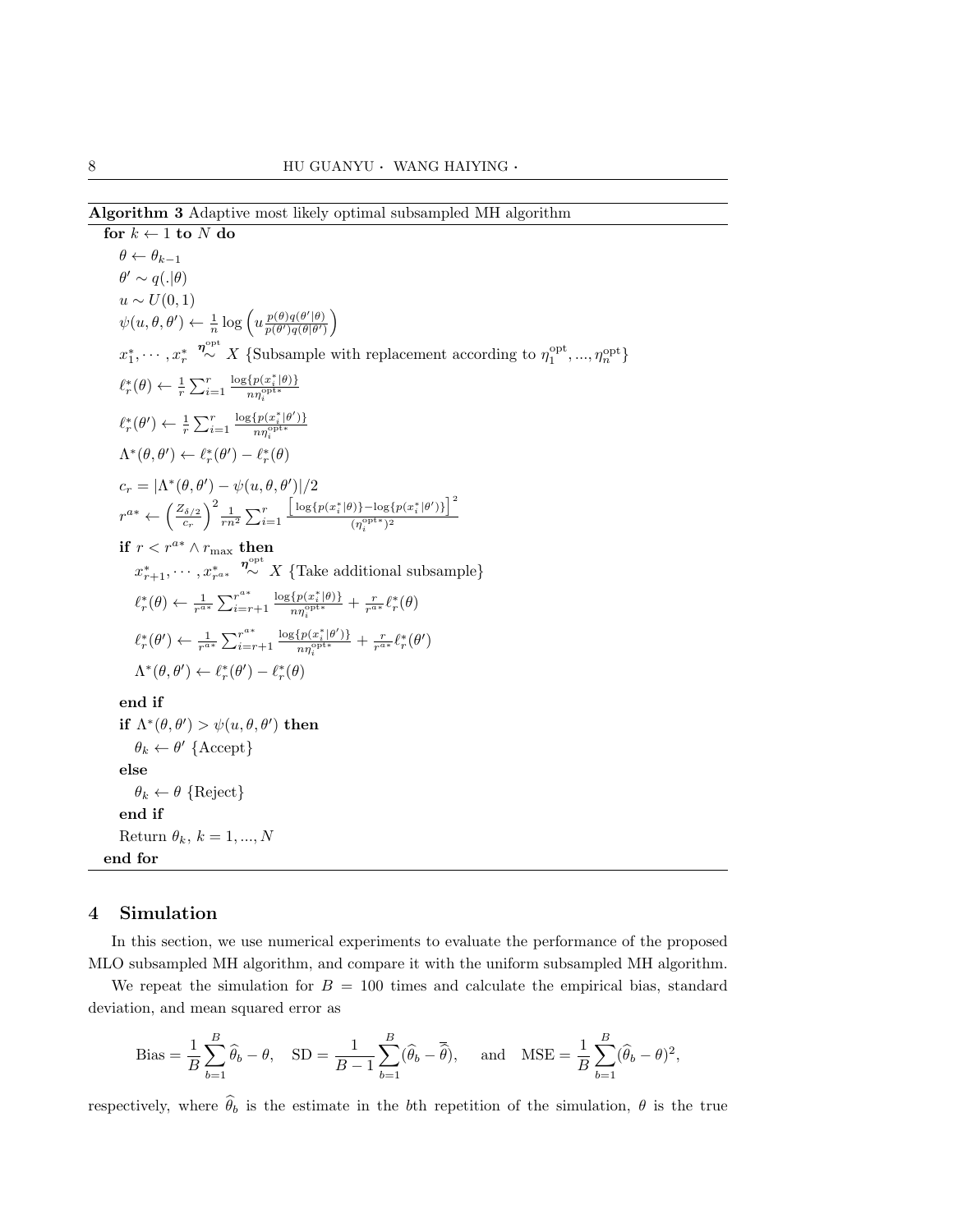**Algorithm 3** Adaptive most likely optimal subsampled MH algorithm

**for** $k \leftarrow 1$ **to** $N$ **do**

  $\theta \leftarrow \theta_{k-1}$

  $\theta' \sim q(.|\theta)$

  $u \sim U(0,1)$

  $\psi(u,\theta,\theta') \leftarrow \frac{1}{n}\log\left(u\frac{p(\theta)q(\theta'|\theta)}{p(\theta')q(\theta|\theta')}\right)$

  $x_1^*,\cdots,x_r^* \overset{\boldsymbol{\eta}^{\text{opt}}}{\sim} X$ {Subsample with replacement according to $\eta_1^{\text{opt}},...,\eta_n^{\text{opt}}$}

  $\ell_r^*(\theta) \leftarrow \frac{1}{r}\sum_{i=1}^r \frac{\log\{p(x_i^*|\theta)\}}{n\eta_i^{\text{opt}*}}$

  $\ell_r^*(\theta') \leftarrow \frac{1}{r}\sum_{i=1}^r \frac{\log\{p(x_i^*|\theta')\}}{n\eta_i^{\text{opt}*}}$

  $\Lambda^*(\theta,\theta') \leftarrow \ell_r^*(\theta') - \ell_r^*(\theta)$

  $c_r = |\Lambda^*(\theta,\theta') - \psi(u,\theta,\theta')|/2$

  $r^{a*} \leftarrow \left(\frac{Z_{\delta/2}}{c_r}\right)^2 \frac{1}{rn^2}\sum_{i=1}^r \frac{\left[\log\{p(x_i^*|\theta)\}-\log\{p(x_i^*|\theta')\}\right]^2}{(\eta_i^{\text{opt}*})^2}$

  **if** $r < r^{a*} \wedge r_{\max}$ **then**

    $x_{r+1}^*,\cdots,x_{r^{a*}}^* \overset{\boldsymbol{\eta}^{\text{opt}}}{\sim} X$ {Take additional subsample}

    $\ell_r^*(\theta) \leftarrow \frac{1}{r^{a*}}\sum_{i=r+1}^{r^{a*}} \frac{\log\{p(x_i^*|\theta)\}}{n\eta_i^{\text{opt}*}} + \frac{r}{r^{a*}}\ell_r^*(\theta)$

    $\ell_r^*(\theta') \leftarrow \frac{1}{r^{a*}}\sum_{i=r+1}^{r^{a*}} \frac{\log\{p(x_i^*|\theta')\}}{n\eta_i^{\text{opt}*}} + \frac{r}{r^{a*}}\ell_r^*(\theta')$

    $\Lambda^*(\theta,\theta') \leftarrow \ell_r^*(\theta') - \ell_r^*(\theta)$

  **end if**

  **if** $\Lambda^*(\theta,\theta') > \psi(u,\theta,\theta')$ **then**

    $\theta_k \leftarrow \theta'$ {Accept}

  **else**

    $\theta_k \leftarrow \theta$ {Reject}

  **end if**

  Return $\theta_k$, $k = 1,...,N$

**end for**

## 4 Simulation

In this section, we use numerical experiments to evaluate the performance of the proposed MLO subsampled MH algorithm, and compare it with the uniform subsampled MH algorithm.

We repeat the simulation for $B = 100$ times and calculate the empirical bias, standard deviation, and mean squared error as

$$\text{Bias} = \frac{1}{B}\sum_{b=1}^{B}\widehat{\theta}_b - \theta, \quad \text{SD} = \frac{1}{B-1}\sum_{b=1}^{B}(\widehat{\theta}_b - \overline{\widehat{\theta}}), \quad \text{and} \quad \text{MSE} = \frac{1}{B}\sum_{b=1}^{B}(\widehat{\theta}_b - \theta)^2,$$

respectively, where $\widehat{\theta}_b$ is the estimate in the $b$th repetition of the simulation, $\theta$ is the true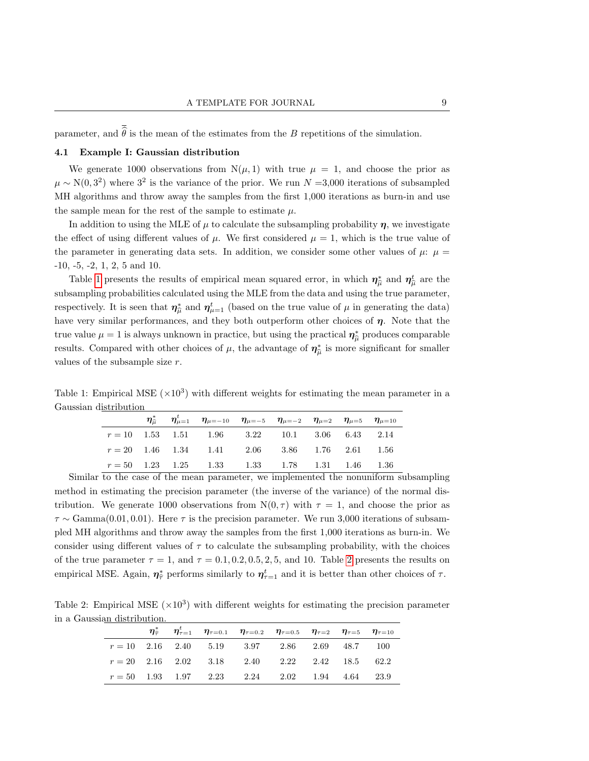parameter, and $\bar{\bar{\theta}}$ is the mean of the estimates from the $B$ repetitions of the simulation.

### 4.1 Example I: Gaussian distribution

We generate 1000 observations from $\mathrm{N}(\mu, 1)$ with true $\mu = 1$, and choose the prior as $\mu \sim \mathrm{N}(0, 3^2)$ where $3^2$ is the variance of the prior. We run $N$ =3,000 iterations of subsampled MH algorithms and throw away the samples from the first 1,000 iterations as burn-in and use the sample mean for the rest of the sample to estimate $\mu$.

In addition to using the MLE of $\mu$ to calculate the subsampling probability $\boldsymbol{\eta}$, we investigate the effect of using different values of $\mu$. We first considered $\mu = 1$, which is the true value of the parameter in generating data sets. In addition, we consider some other values of $\mu$: $\mu$ = -10, -5, -2, 1, 2, 5 and 10.

Table 1 presents the results of empirical mean squared error, in which $\boldsymbol{\eta}^*_{\hat{\mu}}$ and $\boldsymbol{\eta}^t_{\hat{\mu}}$ are the subsampling probabilities calculated using the MLE from the data and using the true parameter, respectively. It is seen that $\boldsymbol{\eta}^*_{\hat{\mu}}$ and $\boldsymbol{\eta}^t_{\mu=1}$ (based on the true value of $\mu$ in generating the data) have very similar performances, and they both outperform other choices of $\boldsymbol{\eta}$. Note that the true value $\mu = 1$ is always unknown in practice, but using the practical $\boldsymbol{\eta}^*_{\hat{\mu}}$ produces comparable results. Compared with other choices of $\mu$, the advantage of $\boldsymbol{\eta}^*_{\hat{\mu}}$ is more significant for smaller values of the subsample size $r$.

Table 1: Empirical MSE ($\times 10^3$) with different weights for estimating the mean parameter in a Gaussian distribution

| | $\boldsymbol{\eta}^*_{\hat{\mu}}$ | $\boldsymbol{\eta}^t_{\mu=1}$ | $\boldsymbol{\eta}_{\mu=-10}$ | $\boldsymbol{\eta}_{\mu=-5}$ | $\boldsymbol{\eta}_{\mu=-2}$ | $\boldsymbol{\eta}_{\mu=2}$ | $\boldsymbol{\eta}_{\mu=5}$ | $\boldsymbol{\eta}_{\mu=10}$ |
|---|---|---|---|---|---|---|---|---|
| $r = 10$ | 1.53 | 1.51 | 1.96 | 3.22 | 10.1 | 3.06 | 6.43 | 2.14 |
| $r = 20$ | 1.46 | 1.34 | 1.41 | 2.06 | 3.86 | 1.76 | 2.61 | 1.56 |
| $r = 50$ | 1.23 | 1.25 | 1.33 | 1.33 | 1.78 | 1.31 | 1.46 | 1.36 |

Similar to the case of the mean parameter, we implemented the nonuniform subsampling method in estimating the precision parameter (the inverse of the variance) of the normal distribution. We generate 1000 observations from $\mathrm{N}(0, \tau)$ with $\tau = 1$, and choose the prior as $\tau \sim \mathrm{Gamma}(0.01, 0.01)$. Here $\tau$ is the precision parameter. We run 3,000 iterations of subsampled MH algorithms and throw away the samples from the first 1,000 iterations as burn-in. We consider using different values of $\tau$ to calculate the subsampling probability, with the choices of the true parameter $\tau = 1$, and $\tau = 0.1, 0.2, 0.5, 2, 5$, and 10. Table 2 presents the results on empirical MSE. Again, $\boldsymbol{\eta}^*_{\hat{\tau}}$ performs similarly to $\boldsymbol{\eta}^t_{\tau=1}$ and it is better than other choices of $\tau$.

Table 2: Empirical MSE ($\times 10^3$) with different weights for estimating the precision parameter in a Gaussian distribution.

| | $\boldsymbol{\eta}^*_{\hat{\tau}}$ | $\boldsymbol{\eta}^t_{\tau=1}$ | $\boldsymbol{\eta}_{\tau=0.1}$ | $\boldsymbol{\eta}_{\tau=0.2}$ | $\boldsymbol{\eta}_{\tau=0.5}$ | $\boldsymbol{\eta}_{\tau=2}$ | $\boldsymbol{\eta}_{\tau=5}$ | $\boldsymbol{\eta}_{\tau=10}$ |
|---|---|---|---|---|---|---|---|---|
| $r = 10$ | 2.16 | 2.40 | 5.19 | 3.97 | 2.86 | 2.69 | 48.7 | 100 |
| $r = 20$ | 2.16 | 2.02 | 3.18 | 2.40 | 2.22 | 2.42 | 18.5 | 62.2 |
| $r = 50$ | 1.93 | 1.97 | 2.23 | 2.24 | 2.02 | 1.94 | 4.64 | 23.9 |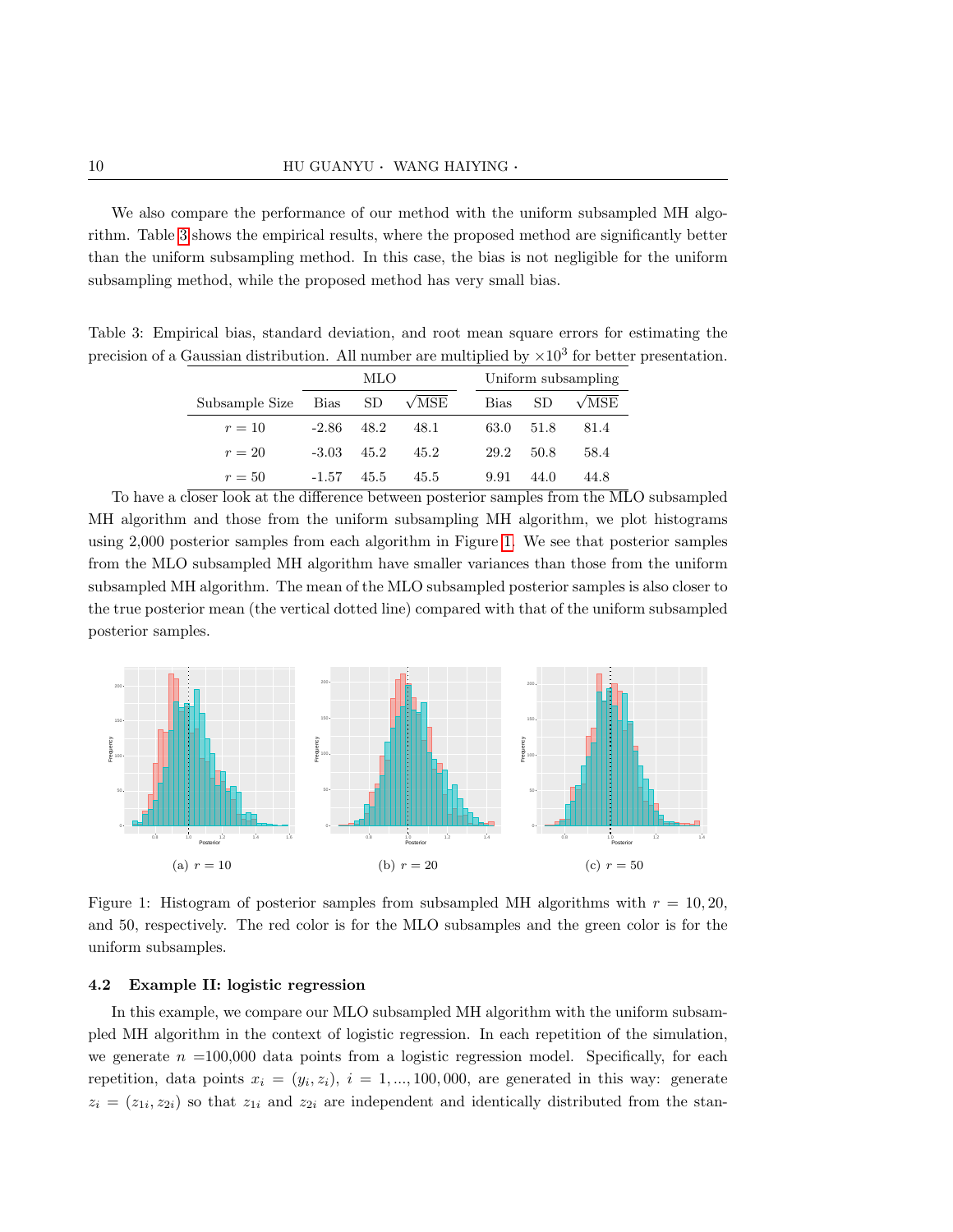We also compare the performance of our method with the uniform subsampled MH algorithm. Table 3 shows the empirical results, where the proposed method are significantly better than the uniform subsampling method. In this case, the bias is not negligible for the uniform subsampling method, while the proposed method has very small bias.

Table 3: Empirical bias, standard deviation, and root mean square errors for estimating the precision of a Gaussian distribution. All number are multiplied by $\times 10^3$ for better presentation.

| | MLO | | | Uniform subsampling | | |
|---|---|---|---|---|---|---|
| Subsample Size | Bias | SD | $\sqrt{\text{MSE}}$ | Bias | SD | $\sqrt{\text{MSE}}$ |
| $r = 10$ | -2.86 | 48.2 | 48.1 | 63.0 | 51.8 | 81.4 |
| $r = 20$ | -3.03 | 45.2 | 45.2 | 29.2 | 50.8 | 58.4 |
| $r = 50$ | -1.57 | 45.5 | 45.5 | 9.91 | 44.0 | 44.8 |

To have a closer look at the difference between posterior samples from the MLO subsampled MH algorithm and those from the uniform subsampling MH algorithm, we plot histograms using 2,000 posterior samples from each algorithm in Figure 1. We see that posterior samples from the MLO subsampled MH algorithm have smaller variances than those from the uniform subsampled MH algorithm. The mean of the MLO subsampled posterior samples is also closer to the true posterior mean (the vertical dotted line) compared with that of the uniform subsampled posterior samples.

(a) $r = 10$ (b) $r = 20$ (c) $r = 50$

Figure 1: Histogram of posterior samples from subsampled MH algorithms with $r = 10, 20,$ and 50, respectively. The red color is for the MLO subsamples and the green color is for the uniform subsamples.

### 4.2 Example II: logistic regression

In this example, we compare our MLO subsampled MH algorithm with the uniform subsampled MH algorithm in the context of logistic regression. In each repetition of the simulation, we generate $n$ =100,000 data points from a logistic regression model. Specifically, for each repetition, data points $x_i = (y_i, z_i)$, $i = 1, ..., 100,000$, are generated in this way: generate $z_i = (z_{1i}, z_{2i})$ so that $z_{1i}$ and $z_{2i}$ are independent and identically distributed from the stan-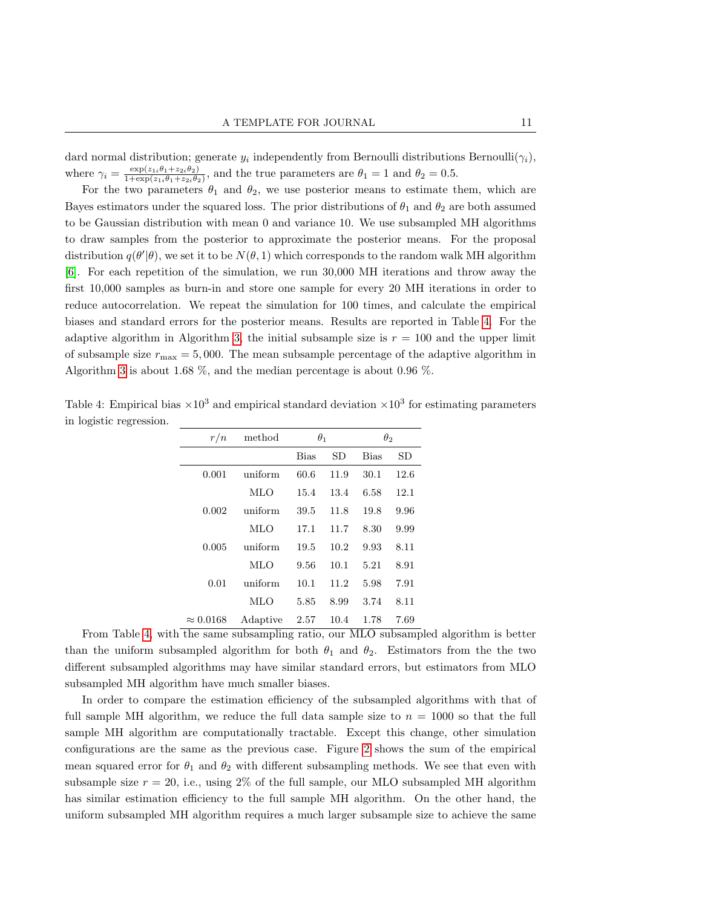dard normal distribution; generate $y_i$ independently from Bernoulli distributions Bernoulli($\gamma_i$), where $\gamma_i = \frac{\exp(z_{1i}\theta_1 + z_{2i}\theta_2)}{1+\exp(z_{1i}\theta_1 + z_{2i}\theta_2)}$, and the true parameters are $\theta_1 = 1$ and $\theta_2 = 0.5$.

For the two parameters $\theta_1$ and $\theta_2$, we use posterior means to estimate them, which are Bayes estimators under the squared loss. The prior distributions of $\theta_1$ and $\theta_2$ are both assumed to be Gaussian distribution with mean 0 and variance 10. We use subsampled MH algorithms to draw samples from the posterior to approximate the posterior means. For the proposal distribution $q(\theta'|\theta)$, we set it to be $N(\theta, 1)$ which corresponds to the random walk MH algorithm [6]. For each repetition of the simulation, we run 30,000 MH iterations and throw away the first 10,000 samples as burn-in and store one sample for every 20 MH iterations in order to reduce autocorrelation. We repeat the simulation for 100 times, and calculate the empirical biases and standard errors for the posterior means. Results are reported in Table 4. For the adaptive algorithm in Algorithm 3, the initial subsample size is $r = 100$ and the upper limit of subsample size $r_{\max} = 5,000$. The mean subsample percentage of the adaptive algorithm in Algorithm 3 is about 1.68 %, and the median percentage is about 0.96 %.

Table 4: Empirical bias $\times 10^3$ and empirical standard deviation $\times 10^3$ for estimating parameters in logistic regression.

| $r/n$ | method | $\theta_1$ | | $\theta_2$ | |
|---|---|---|---|---|---|
| | | Bias | SD | Bias | SD |
| 0.001 | uniform | 60.6 | 11.9 | 30.1 | 12.6 |
| | MLO | 15.4 | 13.4 | 6.58 | 12.1 |
| 0.002 | uniform | 39.5 | 11.8 | 19.8 | 9.96 |
| | MLO | 17.1 | 11.7 | 8.30 | 9.99 |
| 0.005 | uniform | 19.5 | 10.2 | 9.93 | 8.11 |
| | MLO | 9.56 | 10.1 | 5.21 | 8.91 |
| 0.01 | uniform | 10.1 | 11.2 | 5.98 | 7.91 |
| | MLO | 5.85 | 8.99 | 3.74 | 8.11 |
| $\approx 0.0168$ | Adaptive | 2.57 | 10.4 | 1.78 | 7.69 |

From Table 4, with the same subsampling ratio, our MLO subsampled algorithm is better than the uniform subsampled algorithm for both $\theta_1$ and $\theta_2$. Estimators from the the two different subsampled algorithms may have similar standard errors, but estimators from MLO subsampled MH algorithm have much smaller biases.

In order to compare the estimation efficiency of the subsampled algorithms with that of full sample MH algorithm, we reduce the full data sample size to $n = 1000$ so that the full sample MH algorithm are computationally tractable. Except this change, other simulation configurations are the same as the previous case. Figure 2 shows the sum of the empirical mean squared error for $\theta_1$ and $\theta_2$ with different subsampling methods. We see that even with subsample size $r = 20$, i.e., using 2% of the full sample, our MLO subsampled MH algorithm has similar estimation efficiency to the full sample MH algorithm. On the other hand, the uniform subsampled MH algorithm requires a much larger subsample size to achieve the same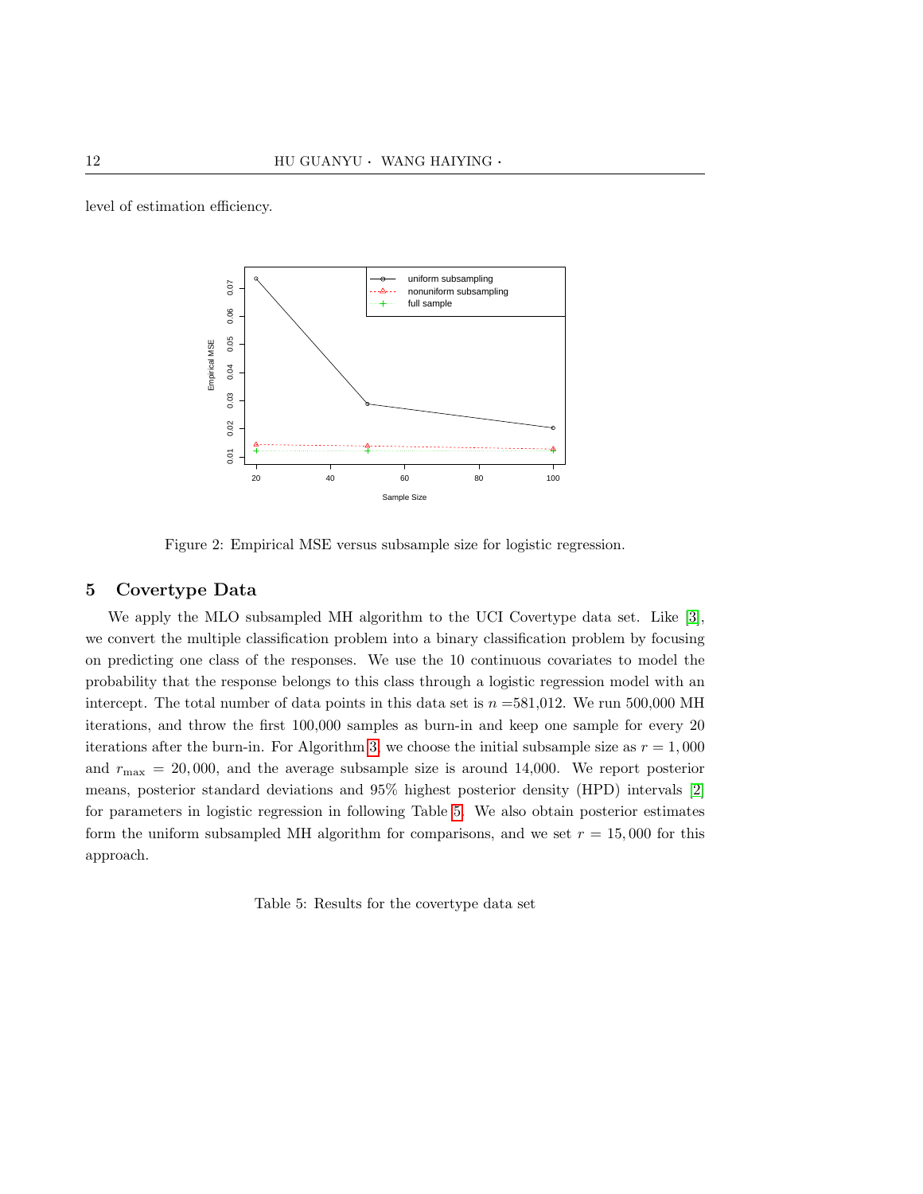level of estimation efficiency.

Figure 2: Empirical MSE versus subsample size for logistic regression.

## 5 Covertype Data

We apply the MLO subsampled MH algorithm to the UCI Covertype data set. Like [3], we convert the multiple classification problem into a binary classification problem by focusing on predicting one class of the responses. We use the 10 continuous covariates to model the probability that the response belongs to this class through a logistic regression model with an intercept. The total number of data points in this data set is $n$ =581,012. We run 500,000 MH iterations, and throw the first 100,000 samples as burn-in and keep one sample for every 20 iterations after the burn-in. For Algorithm 3, we choose the initial subsample size as $r = 1,000$ and $r_{\max} = 20,000$, and the average subsample size is around 14,000. We report posterior means, posterior standard deviations and 95% highest posterior density (HPD) intervals [2] for parameters in logistic regression in following Table 5. We also obtain posterior estimates form the uniform subsampled MH algorithm for comparisons, and we set $r = 15,000$ for this approach.

Table 5: Results for the covertype data set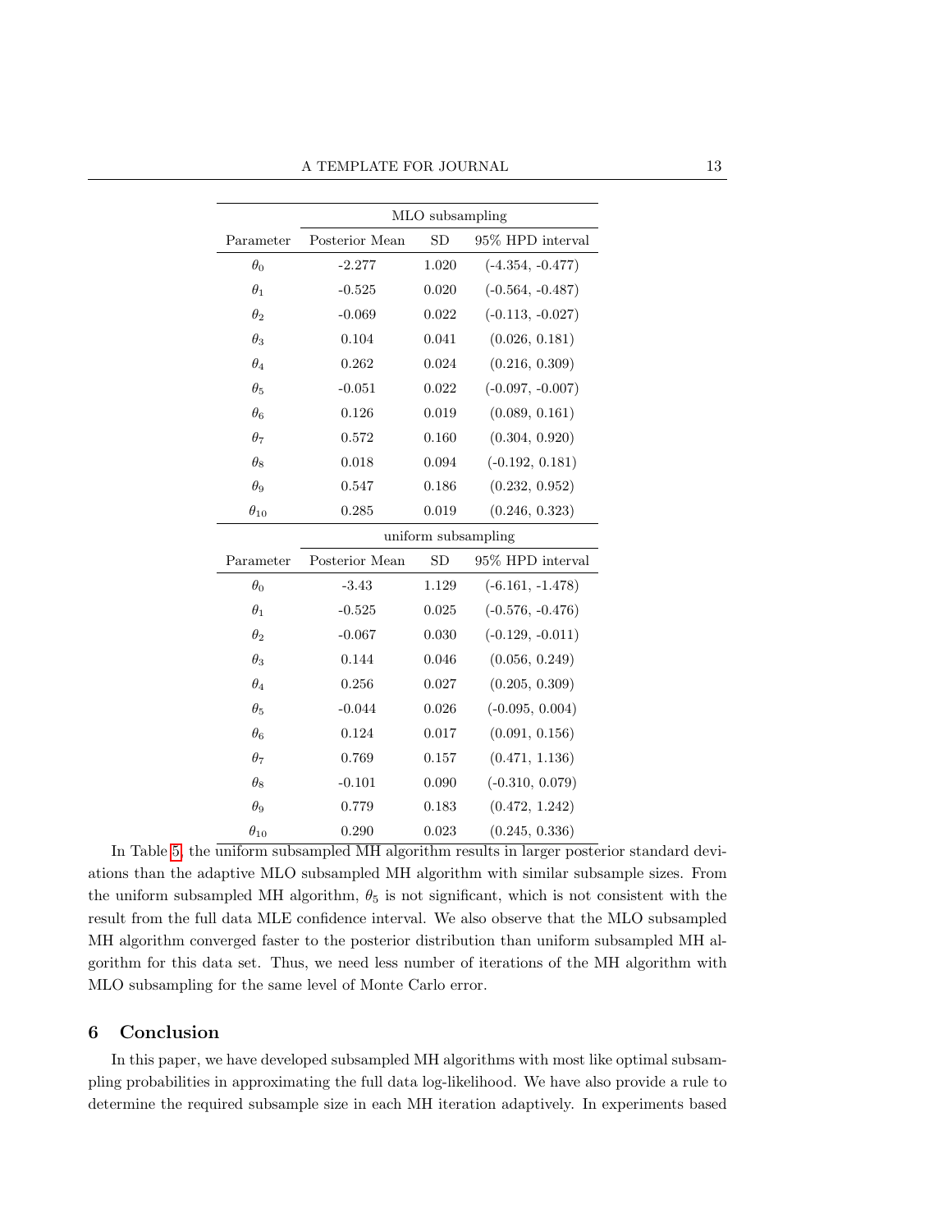| | MLO subsampling | | |
|---|---|---|---|
| Parameter | Posterior Mean | SD | 95% HPD interval |
| $\theta_0$ | -2.277 | 1.020 | (-4.354, -0.477) |
| $\theta_1$ | -0.525 | 0.020 | (-0.564, -0.487) |
| $\theta_2$ | -0.069 | 0.022 | (-0.113, -0.027) |
| $\theta_3$ | 0.104 | 0.041 | (0.026, 0.181) |
| $\theta_4$ | 0.262 | 0.024 | (0.216, 0.309) |
| $\theta_5$ | -0.051 | 0.022 | (-0.097, -0.007) |
| $\theta_6$ | 0.126 | 0.019 | (0.089, 0.161) |
| $\theta_7$ | 0.572 | 0.160 | (0.304, 0.920) |
| $\theta_8$ | 0.018 | 0.094 | (-0.192, 0.181) |
| $\theta_9$ | 0.547 | 0.186 | (0.232, 0.952) |
| $\theta_{10}$ | 0.285 | 0.019 | (0.246, 0.323) |
| | uniform subsampling | | |
| Parameter | Posterior Mean | SD | 95% HPD interval |
| $\theta_0$ | -3.43 | 1.129 | (-6.161, -1.478) |
| $\theta_1$ | -0.525 | 0.025 | (-0.576, -0.476) |
| $\theta_2$ | -0.067 | 0.030 | (-0.129, -0.011) |
| $\theta_3$ | 0.144 | 0.046 | (0.056, 0.249) |
| $\theta_4$ | 0.256 | 0.027 | (0.205, 0.309) |
| $\theta_5$ | -0.044 | 0.026 | (-0.095, 0.004) |
| $\theta_6$ | 0.124 | 0.017 | (0.091, 0.156) |
| $\theta_7$ | 0.769 | 0.157 | (0.471, 1.136) |
| $\theta_8$ | -0.101 | 0.090 | (-0.310, 0.079) |
| $\theta_9$ | 0.779 | 0.183 | (0.472, 1.242) |
| $\theta_{10}$ | 0.290 | 0.023 | (0.245, 0.336) |

In Table 5, the uniform subsampled MH algorithm results in larger posterior standard deviations than the adaptive MLO subsampled MH algorithm with similar subsample sizes. From the uniform subsampled MH algorithm, $\theta_5$ is not significant, which is not consistent with the result from the full data MLE confidence interval. We also observe that the MLO subsampled MH algorithm converged faster to the posterior distribution than uniform subsampled MH algorithm for this data set. Thus, we need less number of iterations of the MH algorithm with MLO subsampling for the same level of Monte Carlo error.

## 6 Conclusion

In this paper, we have developed subsampled MH algorithms with most like optimal subsampling probabilities in approximating the full data log-likelihood. We have also provide a rule to determine the required subsample size in each MH iteration adaptively. In experiments based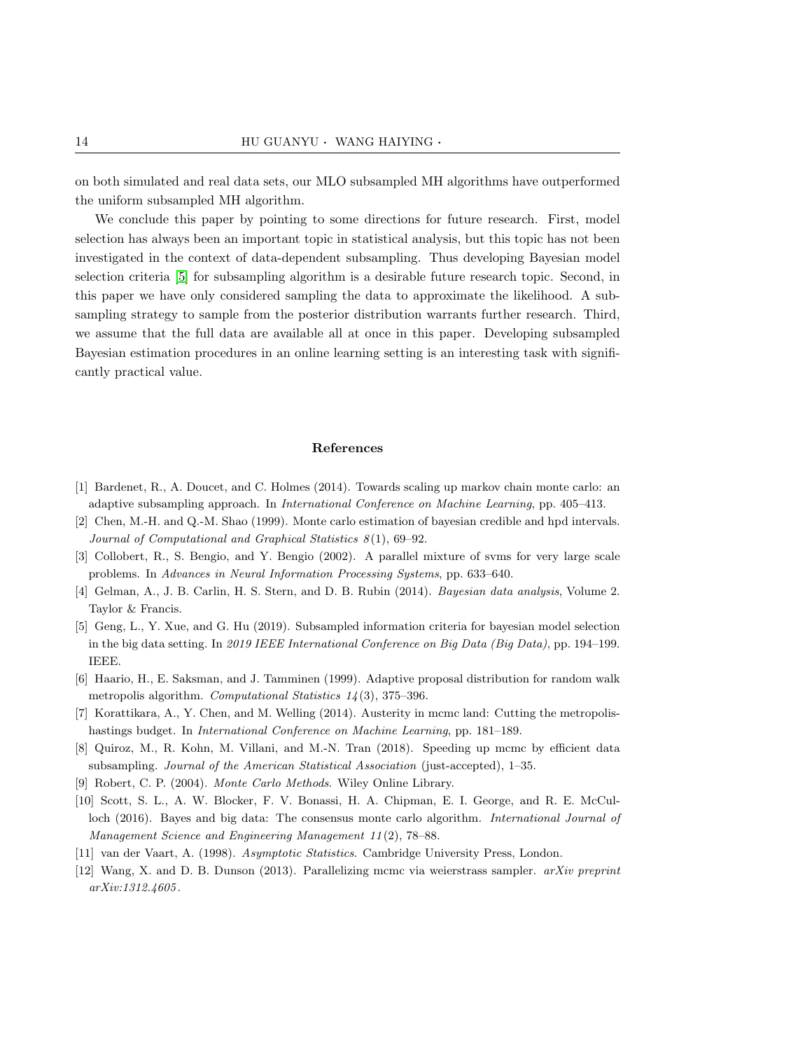on both simulated and real data sets, our MLO subsampled MH algorithms have outperformed the uniform subsampled MH algorithm.

We conclude this paper by pointing to some directions for future research. First, model selection has always been an important topic in statistical analysis, but this topic has not been investigated in the context of data-dependent subsampling. Thus developing Bayesian model selection criteria [5] for subsampling algorithm is a desirable future research topic. Second, in this paper we have only considered sampling the data to approximate the likelihood. A subsampling strategy to sample from the posterior distribution warrants further research. Third, we assume that the full data are available all at once in this paper. Developing subsampled Bayesian estimation procedures in an online learning setting is an interesting task with significantly practical value.

## References

[1] Bardenet, R., A. Doucet, and C. Holmes (2014). Towards scaling up markov chain monte carlo: an adaptive subsampling approach. In *International Conference on Machine Learning*, pp. 405–413.

[2] Chen, M.-H. and Q.-M. Shao (1999). Monte carlo estimation of bayesian credible and hpd intervals. *Journal of Computational and Graphical Statistics 8*(1), 69–92.

[3] Collobert, R., S. Bengio, and Y. Bengio (2002). A parallel mixture of svms for very large scale problems. In *Advances in Neural Information Processing Systems*, pp. 633–640.

[4] Gelman, A., J. B. Carlin, H. S. Stern, and D. B. Rubin (2014). *Bayesian data analysis*, Volume 2. Taylor & Francis.

[5] Geng, L., Y. Xue, and G. Hu (2019). Subsampled information criteria for bayesian model selection in the big data setting. In *2019 IEEE International Conference on Big Data (Big Data)*, pp. 194–199. IEEE.

[6] Haario, H., E. Saksman, and J. Tamminen (1999). Adaptive proposal distribution for random walk metropolis algorithm. *Computational Statistics 14*(3), 375–396.

[7] Korattikara, A., Y. Chen, and M. Welling (2014). Austerity in mcmc land: Cutting the metropolis-hastings budget. In *International Conference on Machine Learning*, pp. 181–189.

[8] Quiroz, M., R. Kohn, M. Villani, and M.-N. Tran (2018). Speeding up mcmc by efficient data subsampling. *Journal of the American Statistical Association* (just-accepted), 1–35.

[9] Robert, C. P. (2004). *Monte Carlo Methods*. Wiley Online Library.

[10] Scott, S. L., A. W. Blocker, F. V. Bonassi, H. A. Chipman, E. I. George, and R. E. McCulloch (2016). Bayes and big data: The consensus monte carlo algorithm. *International Journal of Management Science and Engineering Management 11*(2), 78–88.

[11] van der Vaart, A. (1998). *Asymptotic Statistics*. Cambridge University Press, London.

[12] Wang, X. and D. B. Dunson (2013). Parallelizing mcmc via weierstrass sampler. *arXiv preprint arXiv:1312.4605*.